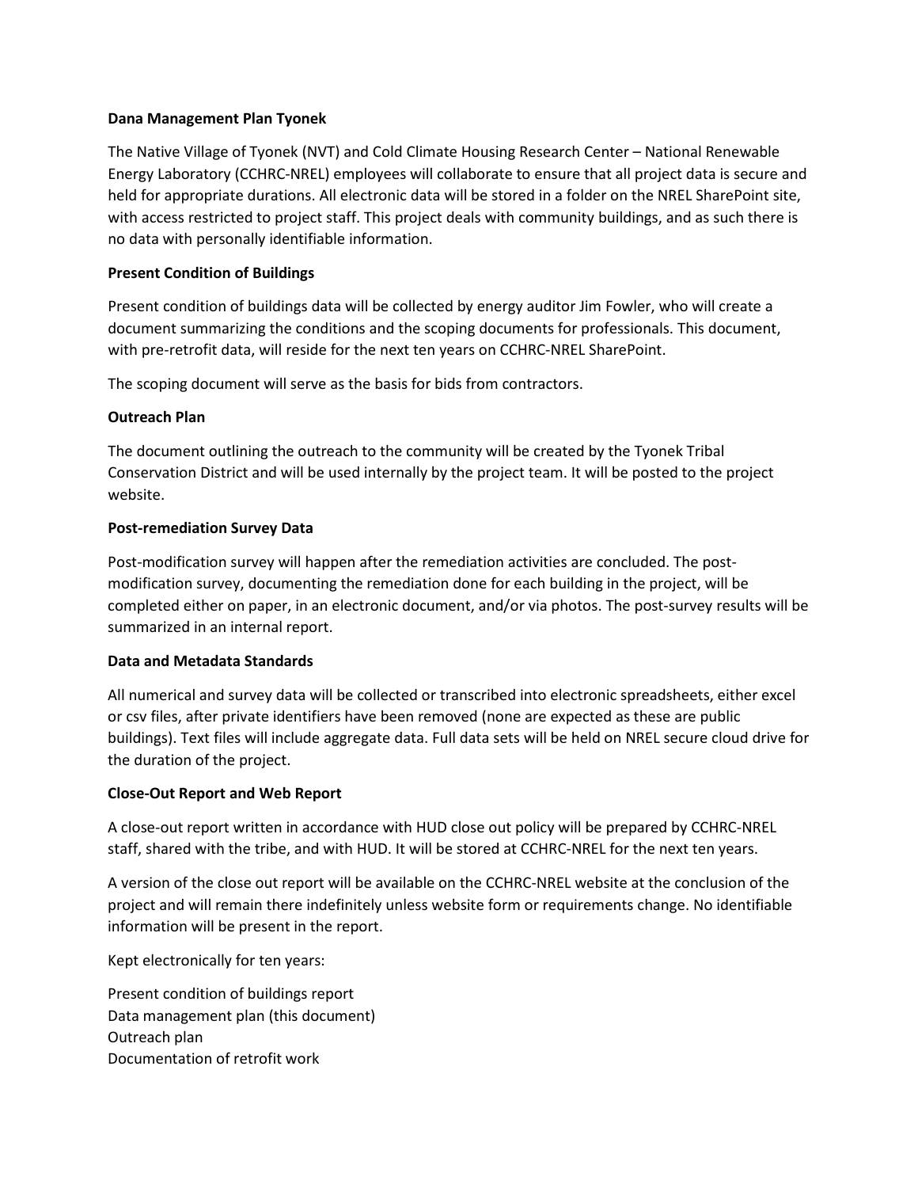**Dana Management Plan Tyonek**

The Native Village of Tyonek (NVT) and Cold Climate Housing Research Center – National Renewable Energy Laboratory (CCHRC-NREL) employees will collaborate to ensure that all project data is secure and held for appropriate durations. All electronic data will be stored in a folder on the NREL SharePoint site, with access restricted to project staff. This project deals with community buildings, and as such there is no data with personally identifiable information.

**Present Condition of Buildings**

Present condition of buildings data will be collected by energy auditor Jim Fowler, who will create a document summarizing the conditions and the scoping documents for professionals. This document, with pre-retrofit data, will reside for the next ten years on CCHRC-NREL SharePoint.

The scoping document will serve as the basis for bids from contractors.

**Outreach Plan**

The document outlining the outreach to the community will be created by the Tyonek Tribal Conservation District and will be used internally by the project team. It will be posted to the project website.

**Post-remediation Survey Data**

Post-modification survey will happen after the remediation activities are concluded. The post-modification survey, documenting the remediation done for each building in the project, will be completed either on paper, in an electronic document, and/or via photos. The post-survey results will be summarized in an internal report.

**Data and Metadata Standards**

All numerical and survey data will be collected or transcribed into electronic spreadsheets, either excel or csv files, after private identifiers have been removed (none are expected as these are public buildings). Text files will include aggregate data. Full data sets will be held on NREL secure cloud drive for the duration of the project.

**Close-Out Report and Web Report**

A close-out report written in accordance with HUD close out policy will be prepared by CCHRC-NREL staff, shared with the tribe, and with HUD. It will be stored at CCHRC-NREL for the next ten years.

A version of the close out report will be available on the CCHRC-NREL website at the conclusion of the project and will remain there indefinitely unless website form or requirements change. No identifiable information will be present in the report.

Kept electronically for ten years:

Present condition of buildings report
Data management plan (this document)
Outreach plan
Documentation of retrofit work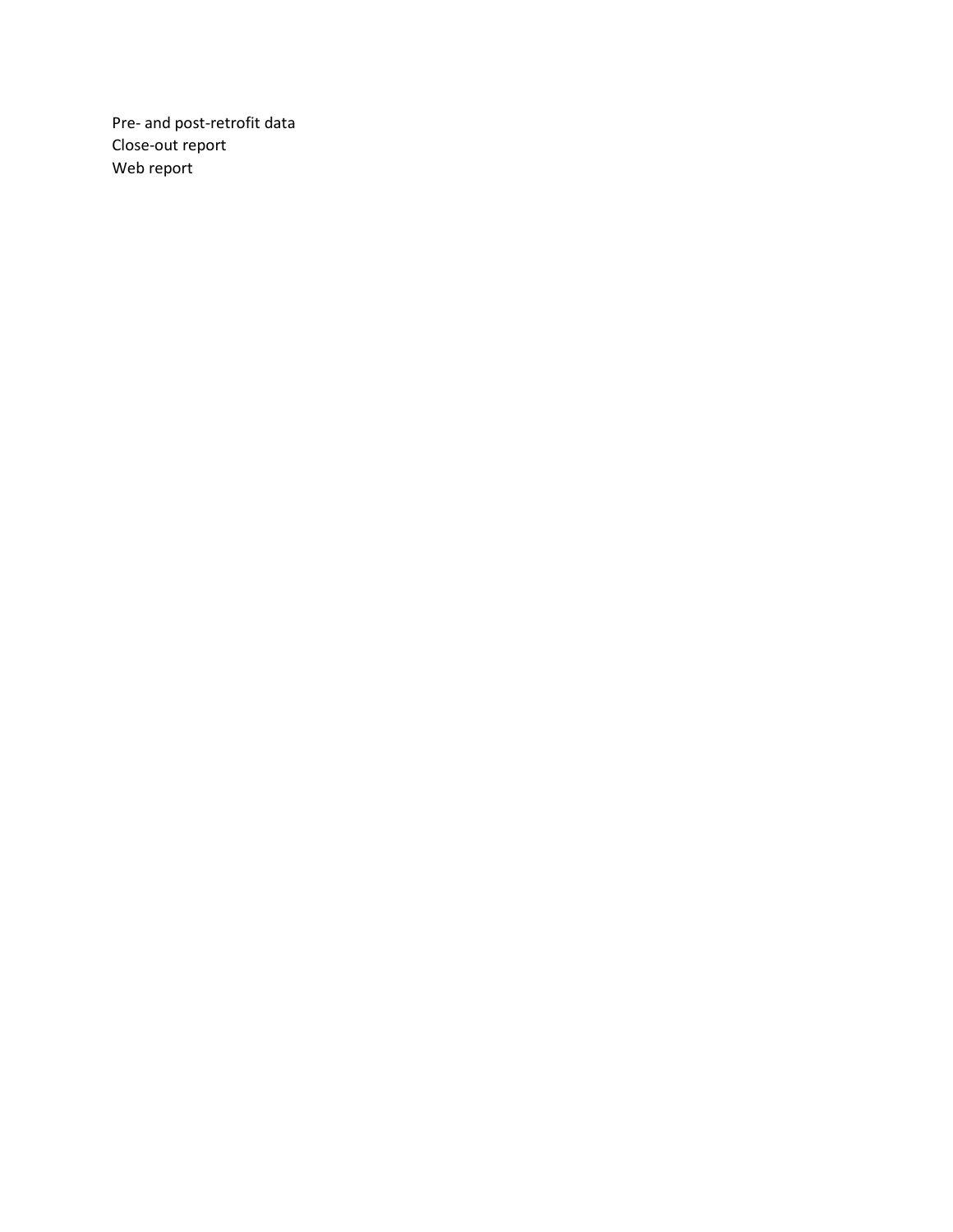Pre- and post-retrofit data
Close-out report
Web report